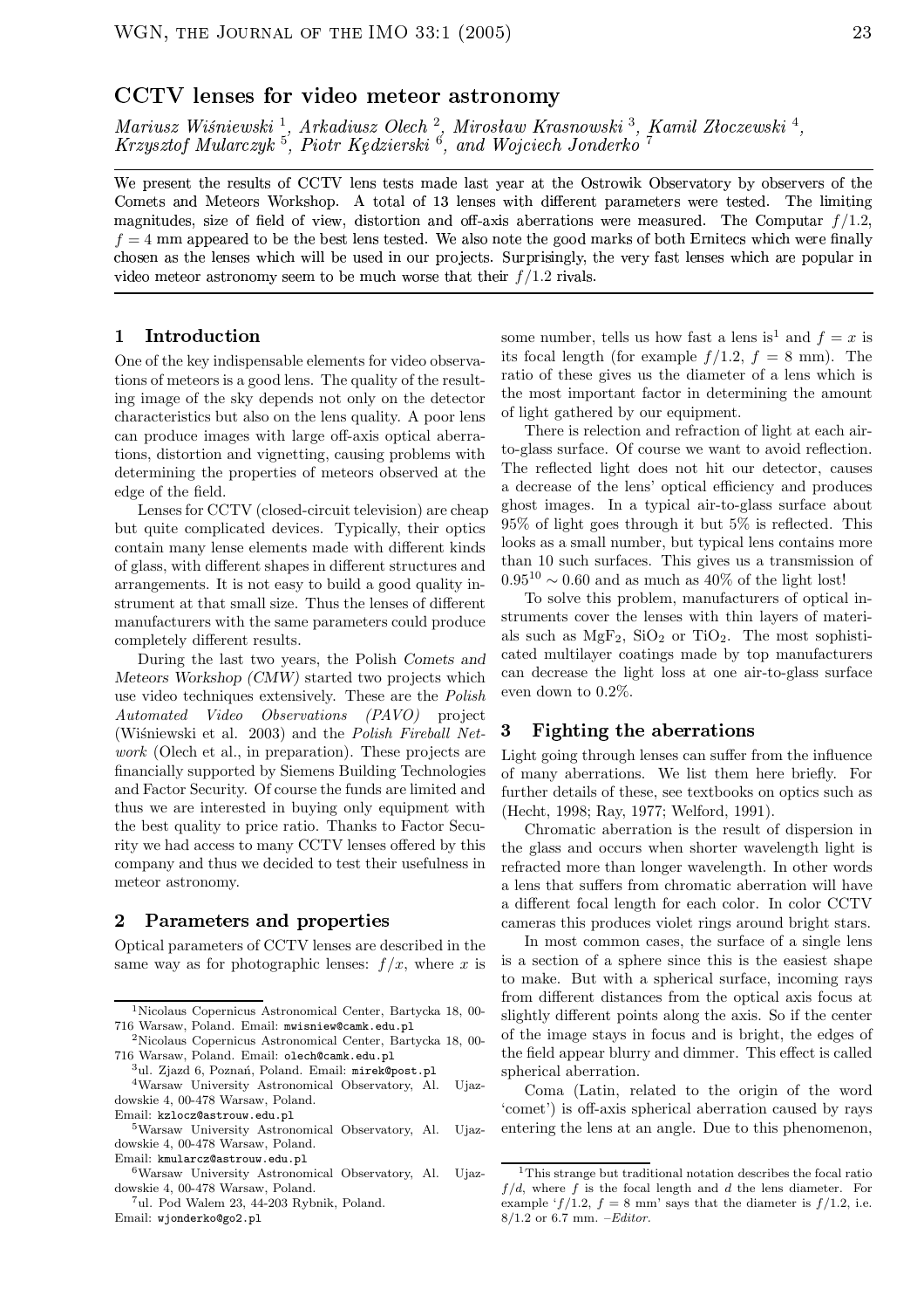# CCTV lenses for video meteor astronomy

*Mariusz Wiśniewski* [1], *Arkadiusz Olech* [2], *Mirosław Krasnowski* [3], *Kamil Złoczewski* [4], *Krzysztof Mularczyk* [5], *Piotr Kędzierski* [6], *and Wojciech Jonderko* [7]

We present the results of CCTV lens tests made last year at the Ostrowik Observatory by observers of the Comets and Meteors Workshop. A total of 13 lenses with different parameters were tested. The limiting magnitudes, size of field of view, distortion and off-axis aberrations were measured. The Computar $f/1.2$, $f = 4$ mm appeared to be the best lens tested. We also note the good marks of both Ernitecs which were finally chosen as the lenses which will be used in our projects. Surprisingly, the very fast lenses which are popular in video meteor astronomy seem to be much worse that their $f/1.2$ rivals.

## 1 Introduction

One of the key indispensable elements for video observations of meteors is a good lens. The quality of the resulting image of the sky depends not only on the detector characteristics but also on the lens quality. A poor lens can produce images with large off-axis optical aberrations, distortion and vignetting, causing problems with determining the properties of meteors observed at the edge of the field.

Lenses for CCTV (closed-circuit television) are cheap but quite complicated devices. Typically, their optics contain many lense elements made with different kinds of glass, with different shapes in different structures and arrangements. It is not easy to build a good quality instrument at that small size. Thus the lenses of different manufacturers with the same parameters could produce completely different results.

During the last two years, the Polish *Comets and Meteors Workshop (CMW)* started two projects which use video techniques extensively. These are the *Polish Automated Video Observations (PAVO)* project (Wiśniewski et al. 2003) and the *Polish Fireball Network* (Olech et al., in preparation). These projects are financially supported by Siemens Building Technologies and Factor Security. Of course the funds are limited and thus we are interested in buying only equipment with the best quality to price ratio. Thanks to Factor Security we had access to many CCTV lenses offered by this company and thus we decided to test their usefulness in meteor astronomy.

## 2 Parameters and properties

Optical parameters of CCTV lenses are described in the same way as for photographic lenses: $f/x$, where $x$ is some number, tells us how fast a lens is[1] and $f = x$ is its focal length (for example $f/1.2$, $f = 8$ mm). The ratio of these gives us the diameter of a lens which is the most important factor in determining the amount of light gathered by our equipment.

There is relection and refraction of light at each air-to-glass surface. Of course we want to avoid reflection. The reflected light does not hit our detector, causes a decrease of the lens' optical efficiency and produces ghost images. In a typical air-to-glass surface about 95% of light goes through it but 5% is reflected. This looks as a small number, but typical lens contains more than 10 such surfaces. This gives us a transmission of $0.95^{10} \sim 0.60$ and as much as 40% of the light lost!

To solve this problem, manufacturers of optical instruments cover the lenses with thin layers of materials such as $MgF_2$, $SiO_2$ or $TiO_2$. The most sophisticated multilayer coatings made by top manufacturers can decrease the light loss at one air-to-glass surface even down to 0.2%.

## 3 Fighting the aberrations

Light going through lenses can suffer from the influence of many aberrations. We list them here briefly. For further details of these, see textbooks on optics such as (Hecht, 1998; Ray, 1977; Welford, 1991).

Chromatic aberration is the result of dispersion in the glass and occurs when shorter wavelength light is refracted more than longer wavelength. In other words a lens that suffers from chromatic aberration will have a different focal length for each color. In color CCTV cameras this produces violet rings around bright stars.

In most common cases, the surface of a single lens is a section of a sphere since this is the easiest shape to make. But with a spherical surface, incoming rays from different distances from the optical axis focus at slightly different points along the axis. So if the center of the image stays in focus and is bright, the edges of the field appear blurry and dimmer. This effect is called spherical aberration.

Coma (Latin, related to the origin of the word 'comet') is off-axis spherical aberration caused by rays entering the lens at an angle. Due to this phenomenon,

---

[1] Nicolaus Copernicus Astronomical Center, Bartycka 18, 00-716 Warsaw, Poland. Email: mwisniew@camk.edu.pl

[2] Nicolaus Copernicus Astronomical Center, Bartycka 18, 00-716 Warsaw, Poland. Email: olech@camk.edu.pl

[3] ul. Zjazd 6, Poznań, Poland. Email: mirek@post.pl

[4] Warsaw University Astronomical Observatory, Al. Ujazdowskie 4, 00-478 Warsaw, Poland. Email: kzlocz@astrouw.edu.pl

[5] Warsaw University Astronomical Observatory, Al. Ujazdowskie 4, 00-478 Warsaw, Poland. Email: kmularcz@astrouw.edu.pl

[6] Warsaw University Astronomical Observatory, Al. Ujazdowskie 4, 00-478 Warsaw, Poland.

[7] ul. Pod Walem 23, 44-203 Rybnik, Poland. Email: wjonderko@go2.pl

[1] This strange but traditional notation describes the focal ratio $f/d$, where $f$ is the focal length and $d$ the lens diameter. For example '$f/1.2$, $f = 8$ mm' says that the diameter is $f/1.2$, i.e. $8/1.2$ or 6.7 mm. *–Editor.*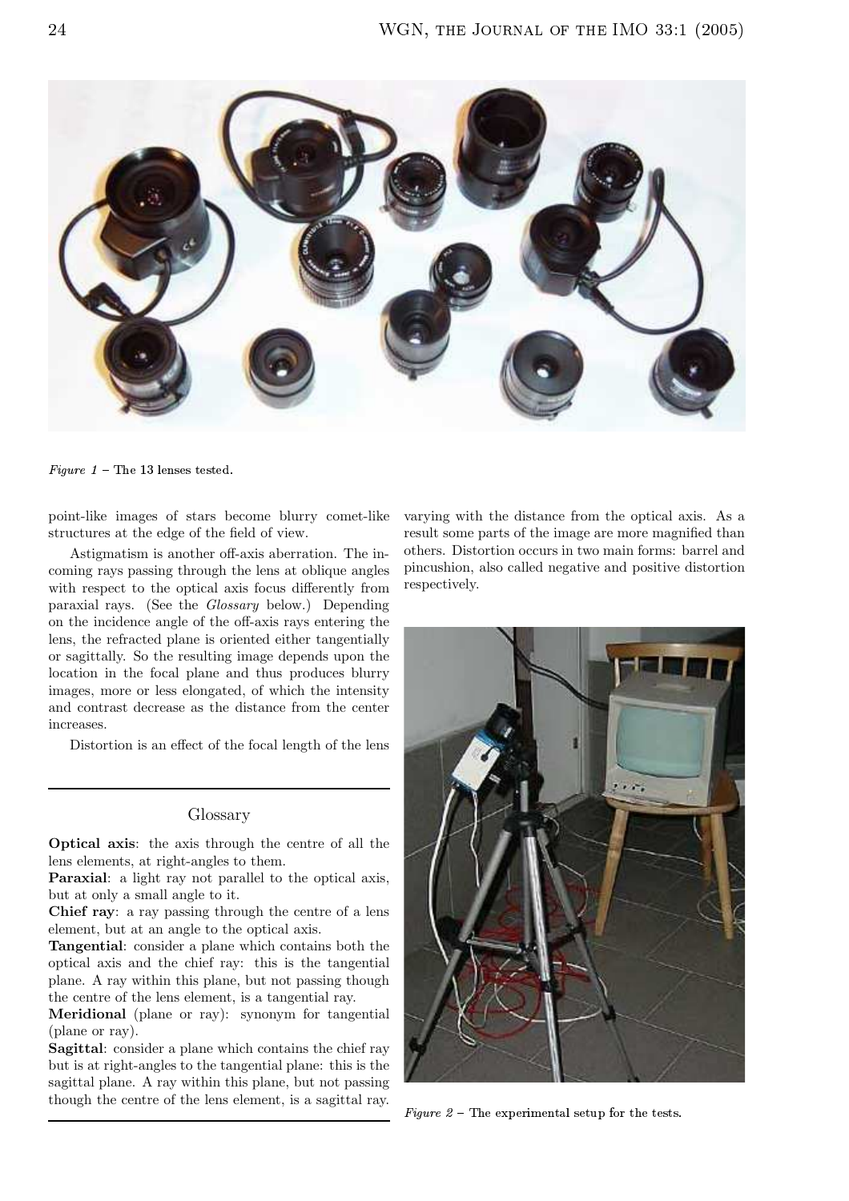*Figure 1* – The 13 lenses tested.

point-like images of stars become blurry comet-like structures at the edge of the field of view.

Astigmatism is another off-axis aberration. The incoming rays passing through the lens at oblique angles with respect to the optical axis focus differently from paraxial rays. (See the *Glossary* below.) Depending on the incidence angle of the off-axis rays entering the lens, the refracted plane is oriented either tangentially or sagittally. So the resulting image depends upon the location in the focal plane and thus produces blurry images, more or less elongated, of which the intensity and contrast decrease as the distance from the center increases.

Distortion is an effect of the focal length of the lens varying with the distance from the optical axis. As a result some parts of the image are more magnified than others. Distortion occurs in two main forms: barrel and pincushion, also called negative and positive distortion respectively.

---

## Glossary

**Optical axis**: the axis through the centre of all the lens elements, at right-angles to them.
**Paraxial**: a light ray not parallel to the optical axis, but at only a small angle to it.
**Chief ray**: a ray passing through the centre of a lens element, but at an angle to the optical axis.
**Tangential**: consider a plane which contains both the optical axis and the chief ray: this is the tangential plane. A ray within this plane, but not passing though the centre of the lens element, is a tangential ray.
**Meridional** (plane or ray): synonym for tangential (plane or ray).
**Sagittal**: consider a plane which contains the chief ray but is at right-angles to the tangential plane: this is the sagittal plane. A ray within this plane, but not passing though the centre of the lens element, is a sagittal ray.

---

*Figure 2* – The experimental setup for the tests.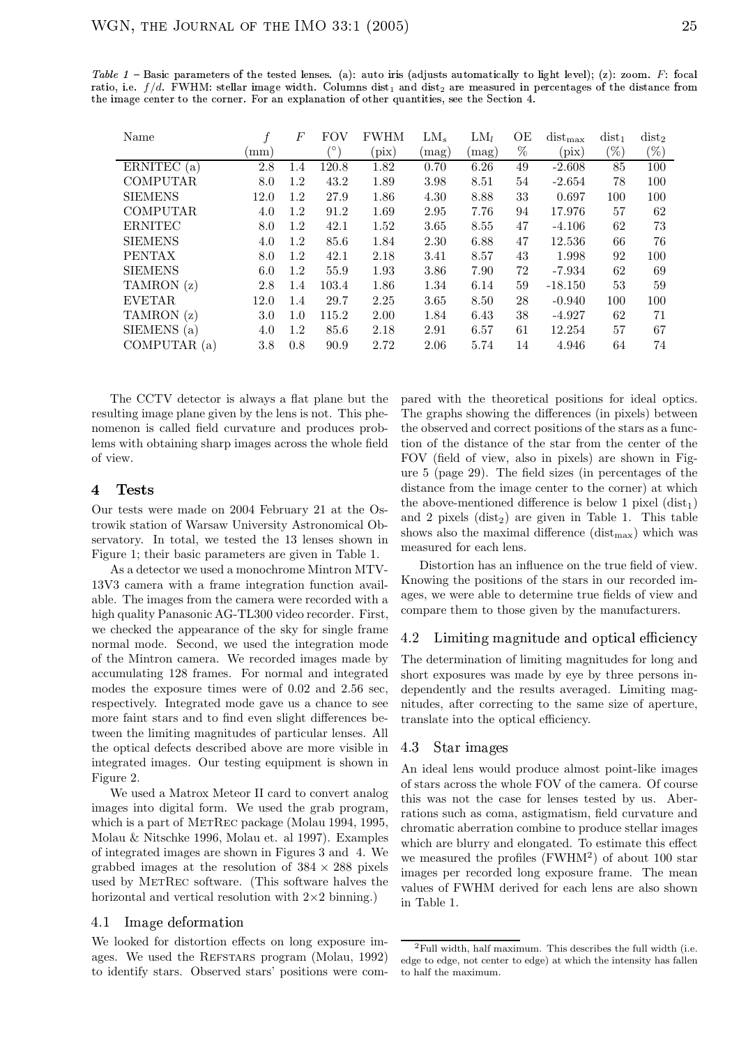*Table 1* – Basic parameters of the tested lenses. (a): auto iris (adjusts automatically to light level); (z): zoom. $F$: focal ratio, i.e. $f/d$. FWHM: stellar image width. Columns $\text{dist}_1$ and $\text{dist}_2$ are measured in percentages of the distance from the image center to the corner. For an explanation of other quantities, see the Section 4.

| Name | $f$ (mm) | $F$ | FOV (°) | FWHM (pix) | $\text{LM}_s$ (mag) | $\text{LM}_l$ (mag) | OE % | $\text{dist}_{\text{max}}$ (pix) | $\text{dist}_1$ (%) | $\text{dist}_2$ (%) |
|---|---|---|---|---|---|---|---|---|---|---|
| ERNITEC (a) | 2.8 | 1.4 | 120.8 | 1.82 | 0.70 | 6.26 | 49 | -2.608 | 85 | 100 |
| COMPUTAR | 8.0 | 1.2 | 43.2 | 1.89 | 3.98 | 8.51 | 54 | -2.654 | 78 | 100 |
| SIEMENS | 12.0 | 1.2 | 27.9 | 1.86 | 4.30 | 8.88 | 33 | 0.697 | 100 | 100 |
| COMPUTAR | 4.0 | 1.2 | 91.2 | 1.69 | 2.95 | 7.76 | 94 | 17.976 | 57 | 62 |
| ERNITEC | 8.0 | 1.2 | 42.1 | 1.52 | 3.65 | 8.55 | 47 | -4.106 | 62 | 73 |
| SIEMENS | 4.0 | 1.2 | 85.6 | 1.84 | 2.30 | 6.88 | 47 | 12.536 | 66 | 76 |
| PENTAX | 8.0 | 1.2 | 42.1 | 2.18 | 3.41 | 8.57 | 43 | 1.998 | 92 | 100 |
| SIEMENS | 6.0 | 1.2 | 55.9 | 1.93 | 3.86 | 7.90 | 72 | -7.934 | 62 | 69 |
| TAMRON (z) | 2.8 | 1.4 | 103.4 | 1.86 | 1.34 | 6.14 | 59 | -18.150 | 53 | 59 |
| EVETAR | 12.0 | 1.4 | 29.7 | 2.25 | 3.65 | 8.50 | 28 | -0.940 | 100 | 100 |
| TAMRON (z) | 3.0 | 1.0 | 115.2 | 2.00 | 1.84 | 6.43 | 38 | -4.927 | 62 | 71 |
| SIEMENS (a) | 4.0 | 1.2 | 85.6 | 2.18 | 2.91 | 6.57 | 61 | 12.254 | 57 | 67 |
| COMPUTAR (a) | 3.8 | 0.8 | 90.9 | 2.72 | 2.06 | 5.74 | 14 | 4.946 | 64 | 74 |

The CCTV detector is always a flat plane but the resulting image plane given by the lens is not. This phenomenon is called field curvature and produces problems with obtaining sharp images across the whole field of view.

## 4 Tests

Our tests were made on 2004 February 21 at the Ostrowik station of Warsaw University Astronomical Observatory. In total, we tested the 13 lenses shown in Figure 1; their basic parameters are given in Table 1.

As a detector we used a monochrome Mintron MTV-13V3 camera with a frame integration function available. The images from the camera were recorded with a high quality Panasonic AG-TL300 video recorder. First, we checked the appearance of the sky for single frame normal mode. Second, we used the integration mode of the Mintron camera. We recorded images made by accumulating 128 frames. For normal and integrated modes the exposure times were of 0.02 and 2.56 sec, respectively. Integrated mode gave us a chance to see more faint stars and to find even slight differences between the limiting magnitudes of particular lenses. All the optical defects described above are more visible in integrated images. Our testing equipment is shown in Figure 2.

We used a Matrox Meteor II card to convert analog images into digital form. We used the grab program, which is a part of MetRec package (Molau 1994, 1995, Molau & Nitschke 1996, Molau et. al 1997). Examples of integrated images are shown in Figures 3 and 4. We grabbed images at the resolution of $384 \times 288$ pixels used by MetRec software. (This software halves the horizontal and vertical resolution with $2{\times}2$ binning.)

### 4.1 Image deformation

We looked for distortion effects on long exposure images. We used the Refstars program (Molau, 1992) to identify stars. Observed stars' positions were compared with the theoretical positions for ideal optics. The graphs showing the differences (in pixels) between the observed and correct positions of the stars as a function of the distance of the star from the center of the FOV (field of view, also in pixels) are shown in Figure 5 (page 29). The field sizes (in percentages of the distance from the image center to the corner) at which the above-mentioned difference is below 1 pixel ($\text{dist}_1$) and 2 pixels ($\text{dist}_2$) are given in Table 1. This table shows also the maximal difference ($\text{dist}_{\text{max}}$) which was measured for each lens.

Distortion has an influence on the true field of view. Knowing the positions of the stars in our recorded images, we were able to determine true fields of view and compare them to those given by the manufacturers.

### 4.2 Limiting magnitude and optical efficiency

The determination of limiting magnitudes for long and short exposures was made by eye by three persons independently and the results averaged. Limiting magnitudes, after correcting to the same size of aperture, translate into the optical efficiency.

### 4.3 Star images

An ideal lens would produce almost point-like images of stars across the whole FOV of the camera. Of course this was not the case for lenses tested by us. Aberrations such as coma, astigmatism, field curvature and chromatic aberration combine to produce stellar images which are blurry and elongated. To estimate this effect we measured the profiles (FWHM[2]) of about 100 star images per recorded long exposure frame. The mean values of FWHM derived for each lens are also shown in Table 1.

[2] Full width, half maximum. This describes the full width (i.e. edge to edge, not center to edge) at which the intensity has fallen to half the maximum.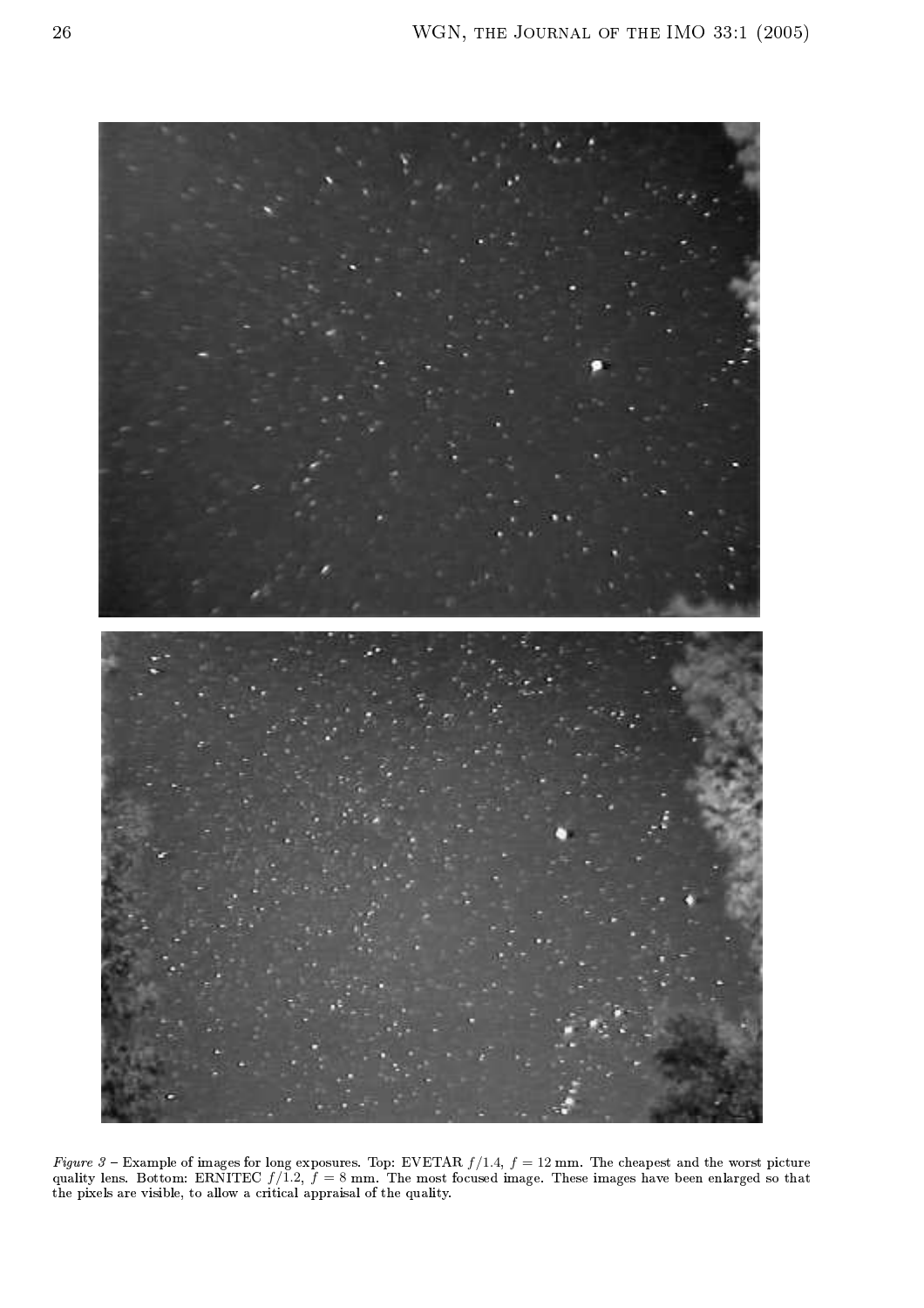*Figure 3* – Example of images for long exposures. Top: EVETAR $f/1.4$, $f = 12$ mm. The cheapest and the worst picture quality lens. Bottom: ERNITEC $f/1.2$, $f = 8$ mm. The most focused image. These images have been enlarged so that the pixels are visible, to allow a critical appraisal of the quality.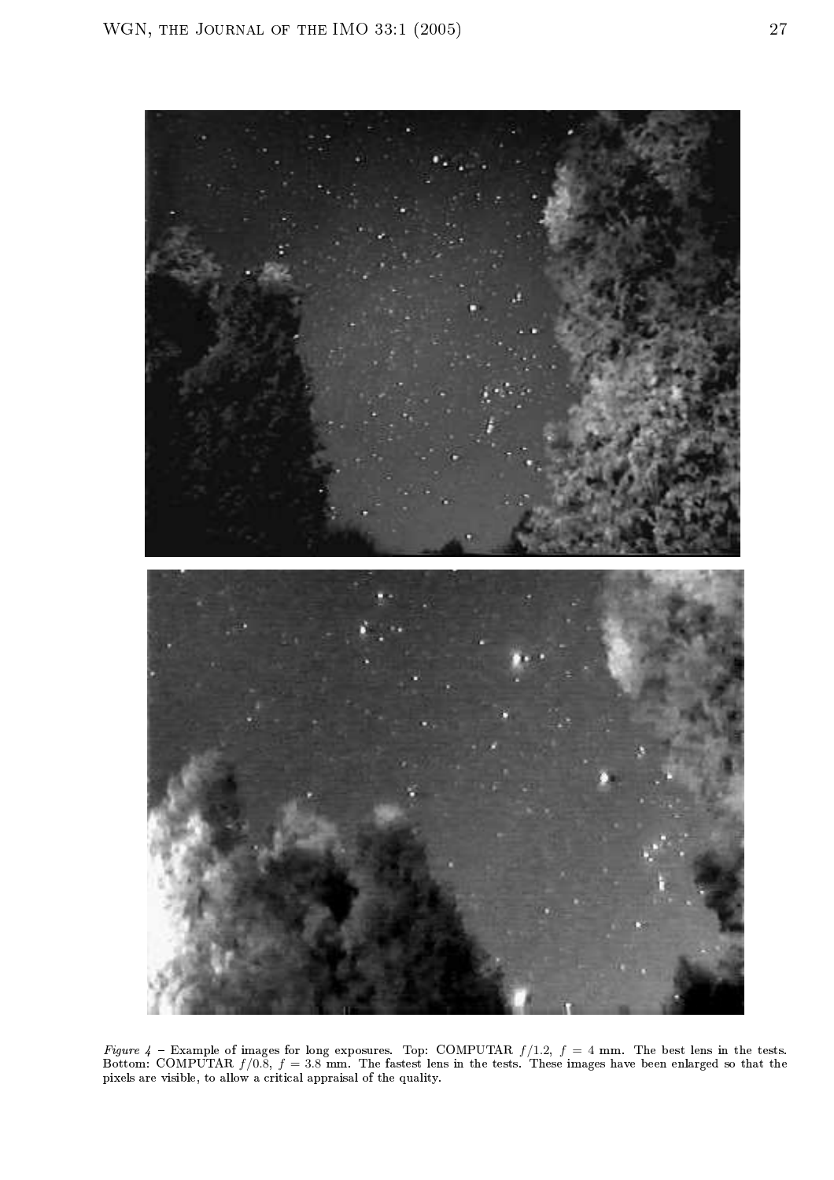*Figure 4* – Example of images for long exposures. Top: COMPUTAR $f/1.2$, $f = 4$ mm. The best lens in the tests. Bottom: COMPUTAR $f/0.8$, $f = 3.8$ mm. The fastest lens in the tests. These images have been enlarged so that the pixels are visible, to allow a critical appraisal of the quality.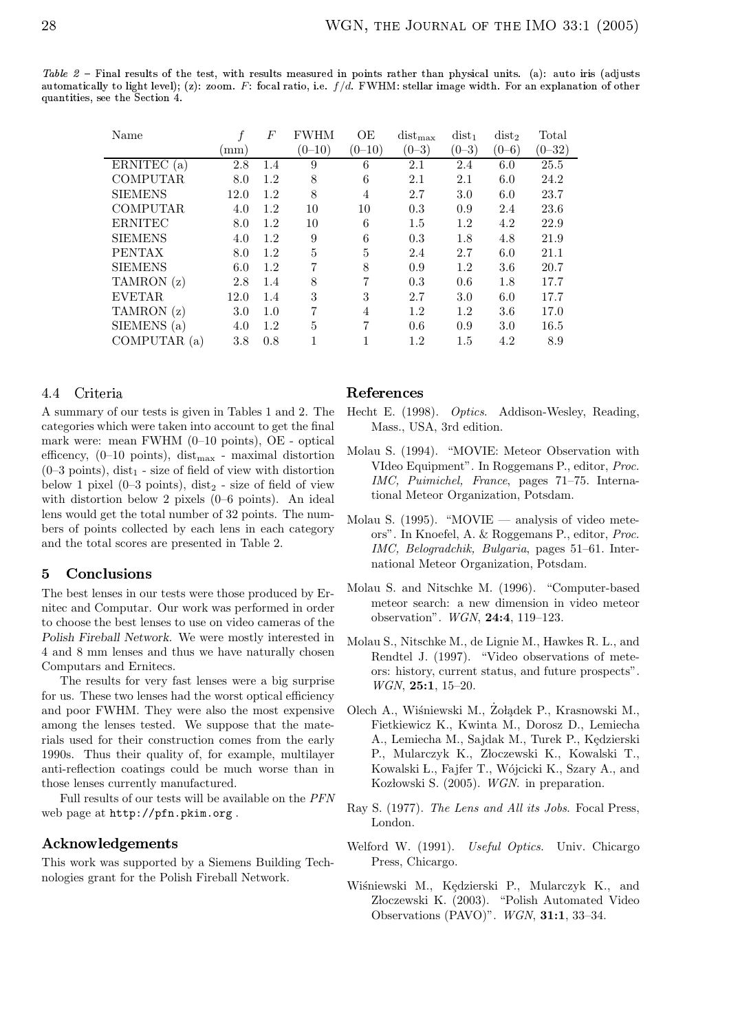*Table 2* – Final results of the test, with results measured in points rather than physical units. (a): auto iris (adjusts automatically to light level); (z): zoom. $F$: focal ratio, i.e. $f/d$. FWHM: stellar image width. For an explanation of other quantities, see the Section 4.

| Name | $f$ (mm) | $F$ | FWHM (0–10) | OE (0–10) | $\mathrm{dist}_{\mathrm{max}}$ (0–3) | $\mathrm{dist}_1$ (0–3) | $\mathrm{dist}_2$ (0–6) | Total (0–32) |
|---|---|---|---|---|---|---|---|---|
| ERNITEC (a) | 2.8 | 1.4 | 9 | 6 | 2.1 | 2.4 | 6.0 | 25.5 |
| COMPUTAR | 8.0 | 1.2 | 8 | 6 | 2.1 | 2.1 | 6.0 | 24.2 |
| SIEMENS | 12.0 | 1.2 | 8 | 4 | 2.7 | 3.0 | 6.0 | 23.7 |
| COMPUTAR | 4.0 | 1.2 | 10 | 10 | 0.3 | 0.9 | 2.4 | 23.6 |
| ERNITEC | 8.0 | 1.2 | 10 | 6 | 1.5 | 1.2 | 4.2 | 22.9 |
| SIEMENS | 4.0 | 1.2 | 9 | 6 | 0.3 | 1.8 | 4.8 | 21.9 |
| PENTAX | 8.0 | 1.2 | 5 | 5 | 2.4 | 2.7 | 6.0 | 21.1 |
| SIEMENS | 6.0 | 1.2 | 7 | 8 | 0.9 | 1.2 | 3.6 | 20.7 |
| TAMRON (z) | 2.8 | 1.4 | 8 | 7 | 0.3 | 0.6 | 1.8 | 17.7 |
| EVETAR | 12.0 | 1.4 | 3 | 3 | 2.7 | 3.0 | 6.0 | 17.7 |
| TAMRON (z) | 3.0 | 1.0 | 7 | 4 | 1.2 | 1.2 | 3.6 | 17.0 |
| SIEMENS (a) | 4.0 | 1.2 | 5 | 7 | 0.6 | 0.9 | 3.0 | 16.5 |
| COMPUTAR (a) | 3.8 | 0.8 | 1 | 1 | 1.2 | 1.5 | 4.2 | 8.9 |

### 4.4 Criteria

A summary of our tests is given in Tables 1 and 2. The categories which were taken into account to get the final mark were: mean FWHM (0–10 points), OE - optical efficency, (0–10 points), $\mathrm{dist}_{\mathrm{max}}$ - maximal distortion (0–3 points), $\mathrm{dist}_1$ - size of field of view with distortion below 1 pixel (0–3 points), $\mathrm{dist}_2$ - size of field of view with distortion below 2 pixels (0–6 points). An ideal lens would get the total number of 32 points. The numbers of points collected by each lens in each category and the total scores are presented in Table 2.

## 5 Conclusions

The best lenses in our tests were those produced by Ernitec and Computar. Our work was performed in order to choose the best lenses to use on video cameras of the *Polish Fireball Network*. We were mostly interested in 4 and 8 mm lenses and thus we have naturally chosen Computars and Ernitecs.

The results for very fast lenses were a big surprise for us. These two lenses had the worst optical efficiency and poor FWHM. They were also the most expensive among the lenses tested. We suppose that the materials used for their construction comes from the early 1990s. Thus their quality of, for example, multilayer anti-reflection coatings could be much worse than in those lenses currently manufactured.

Full results of our tests will be available on the *PFN* web page at `http://pfn.pkim.org` .

## Acknowledgements

This work was supported by a Siemens Building Technologies grant for the Polish Fireball Network.

## References

Hecht E. (1998). *Optics*. Addison-Wesley, Reading, Mass., USA, 3rd edition.

Molau S. (1994). "MOVIE: Meteor Observation with VIdeo Equipment". In Roggemans P., editor, *Proc. IMC, Puimichel, France*, pages 71–75. International Meteor Organization, Potsdam.

Molau S. (1995). "MOVIE — analysis of video meteors". In Knoefel, A. & Roggemans P., editor, *Proc. IMC, Belogradchik, Bulgaria*, pages 51–61. International Meteor Organization, Potsdam.

Molau S. and Nitschke M. (1996). "Computer-based meteor search: a new dimension in video meteor observation". *WGN*, **24:4**, 119–123.

Molau S., Nitschke M., de Lignie M., Hawkes R. L., and Rendtel J. (1997). "Video observations of meteors: history, current status, and future prospects". *WGN*, **25:1**, 15–20.

Olech A., Wiśniewski M., Żołądek P., Krasnowski M., Fietkiewicz K., Kwinta M., Dorosz D., Lemiecha A., Lemiecha M., Sajdak M., Turek P., Kędzierski P., Mularczyk K., Złoczewski K., Kowalski T., Kowalski Ł., Fajfer T., Wójcicki K., Szary A., and Kozłowski S. (2005). *WGN*. in preparation.

Ray S. (1977). *The Lens and All its Jobs*. Focal Press, London.

Welford W. (1991). *Useful Optics*. Univ. Chicargo Press, Chicargo.

Wiśniewski M., Kędzierski P., Mularczyk K., and Złoczewski K. (2003). "Polish Automated Video Observations (PAVO)". *WGN*, **31:1**, 33–34.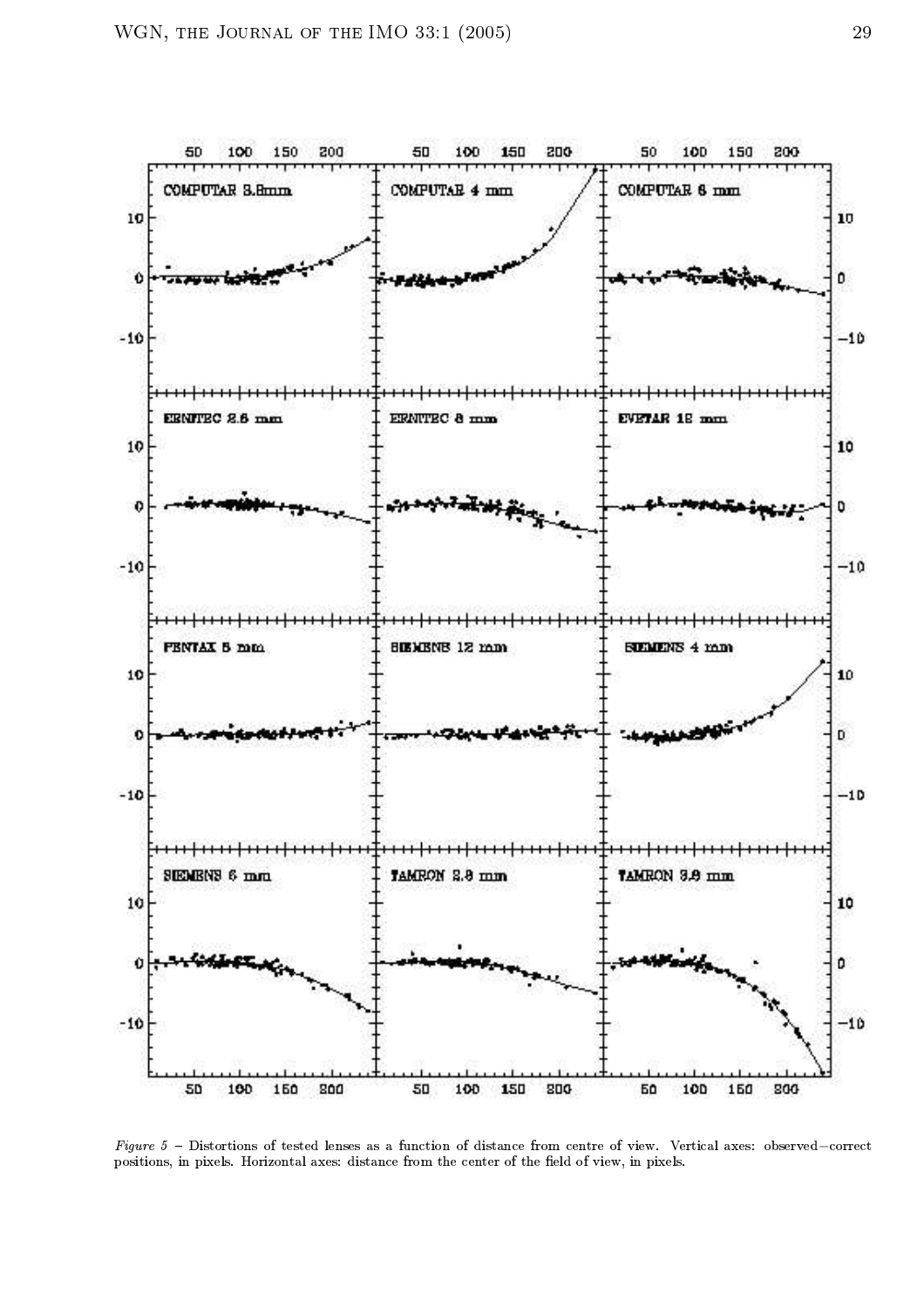COMPUTAR 3.8mm

COMPUTAR 4 mm

COMPUTAR 6 mm

ERNITEC 2.6 mm

ERNITEC 8 mm

EVETAR 12 mm

PENTAX 8 mm

SIEMENS 12 mm

SIEMENS 4 mm

SIEMENS 6 mm

TAMRON 2.8 mm

TAMRON 3.8 mm

50 100 150 200

10 0 −10

*Figure 5* – Distortions of tested lenses as a function of distance from centre of view. Vertical axes: observed−correct positions, in pixels. Horizontal axes: distance from the center of the field of view, in pixels.